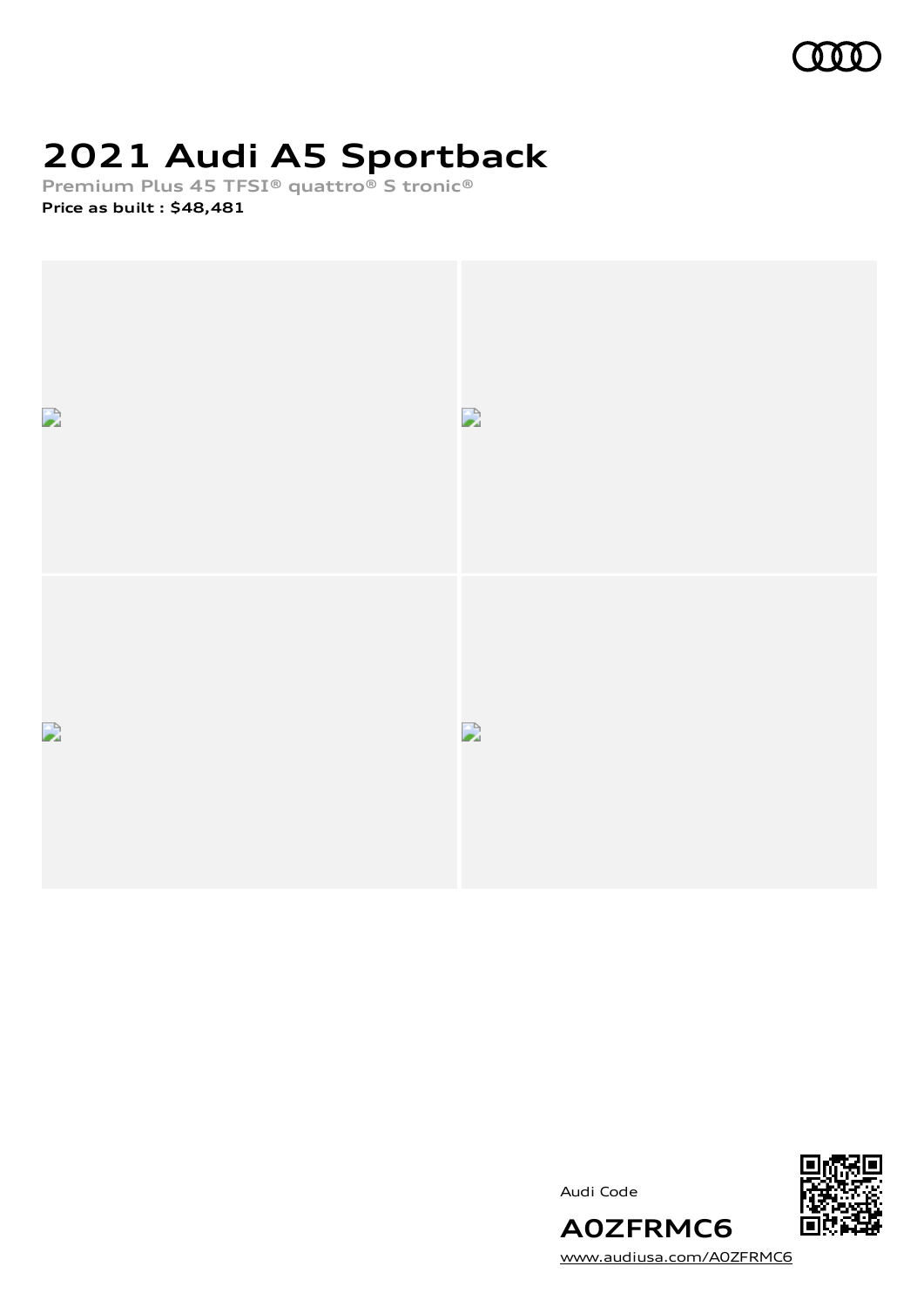# 2021 Audi A5 Sportback

**Premium Plus 45 TFSI® quattro® S tronic®**

**Price as built : $48,481**

Audi Code

**A0ZFRMC6**

www.audiusa.com/A0ZFRMC6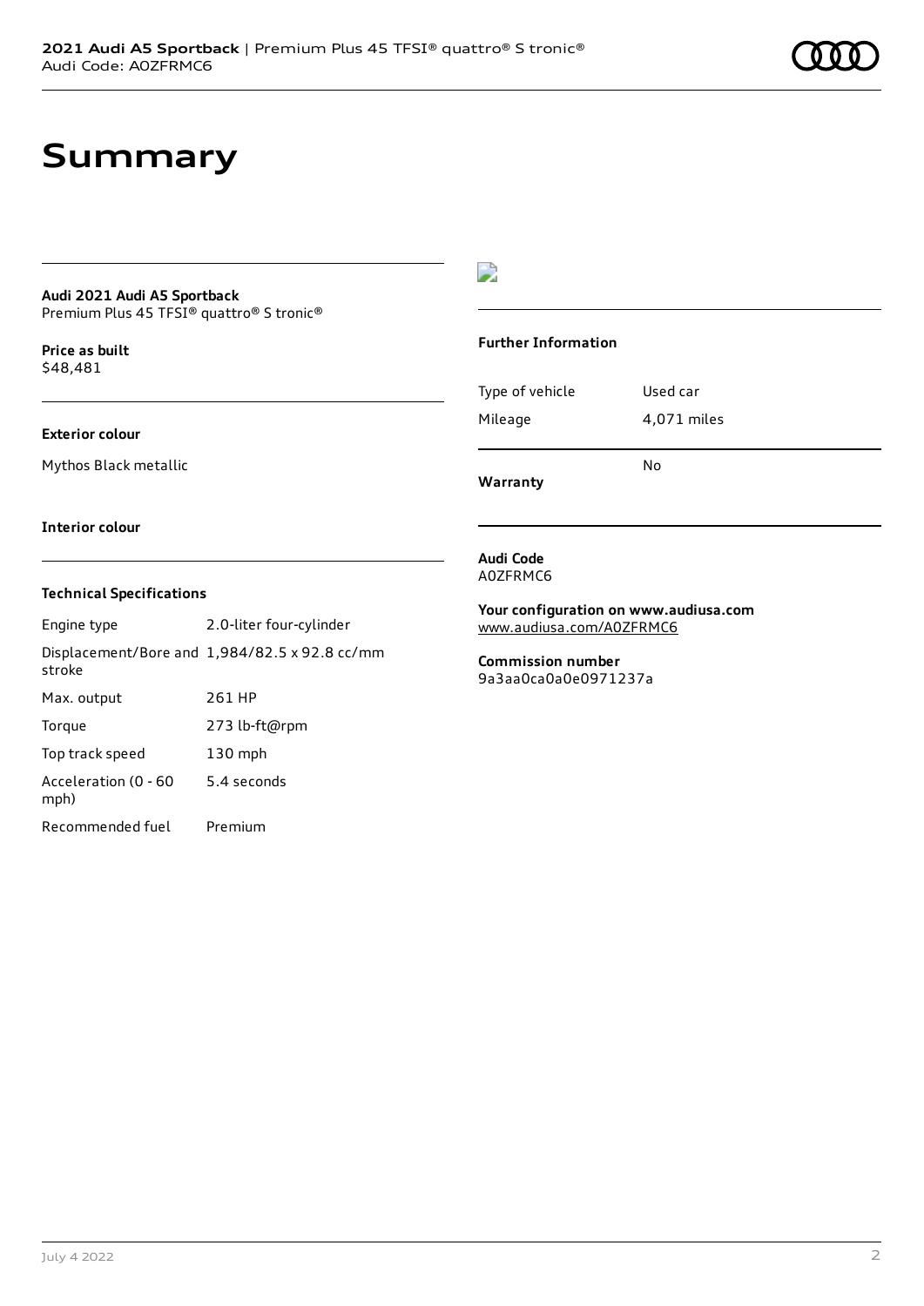# Summary

**Audi 2021 Audi A5 Sportback**
Premium Plus 45 TFSI® quattro® S tronic®

**Price as built**
$48,481

**Exterior colour**

Mythos Black metallic

**Interior colour**

**Technical Specifications**

| | |
|---|---|
| Engine type | 2.0-liter four-cylinder |
| Displacement/Bore and stroke | 1,984/82.5 x 92.8 cc/mm |
| Max. output | 261 HP |
| Torque | 273 lb-ft@rpm |
| Top track speed | 130 mph |
| Acceleration (0 - 60 mph) | 5.4 seconds |
| Recommended fuel | Premium |

**Further Information**

| | |
|---|---|
| Type of vehicle | Used car |
| Mileage | 4,071 miles |
| **Warranty** | No |

**Audi Code**
A0ZFRMC6

**Your configuration on www.audiusa.com**
www.audiusa.com/A0ZFRMC6

**Commission number**
9a3aa0ca0a0e0971237a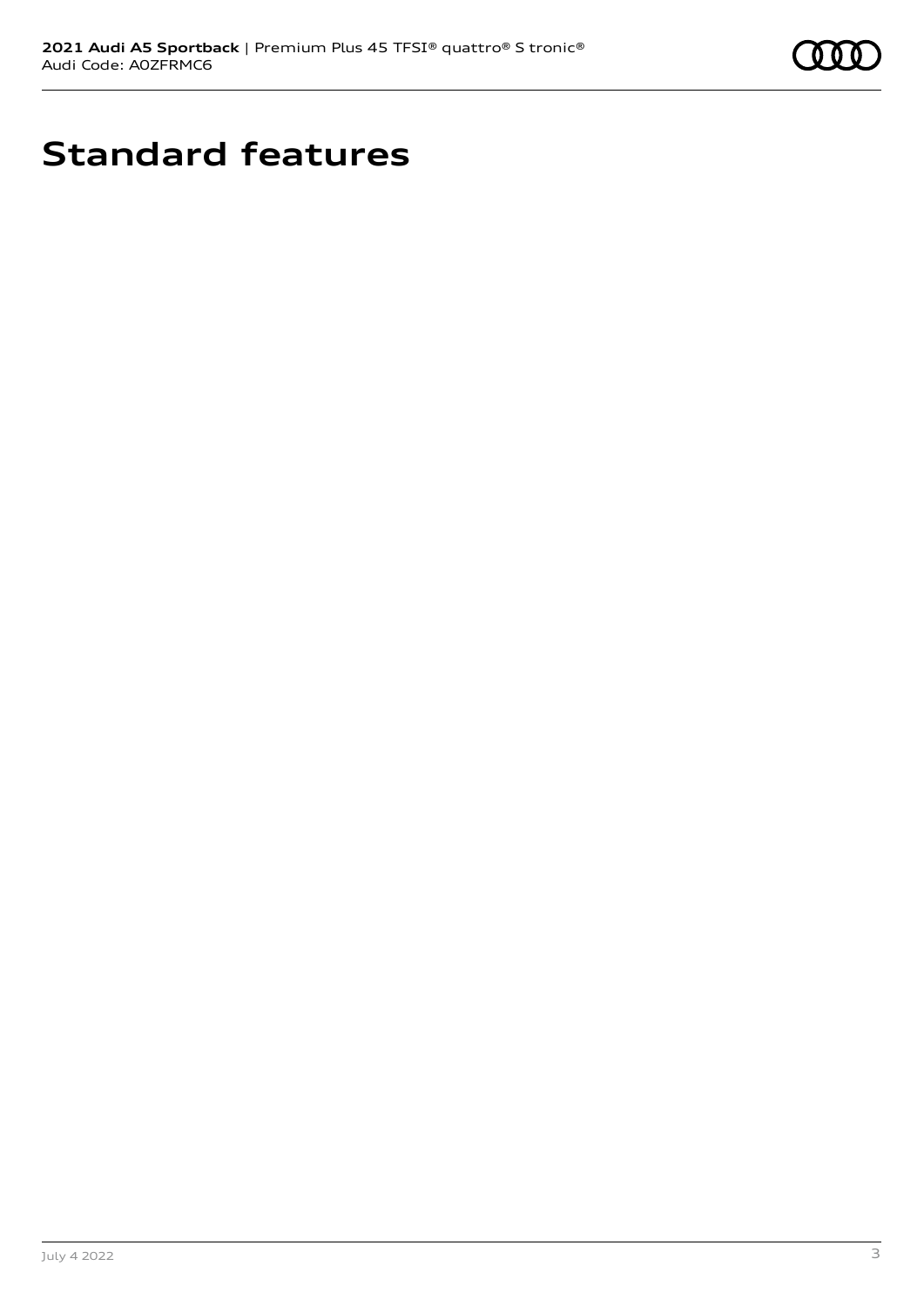# Standard features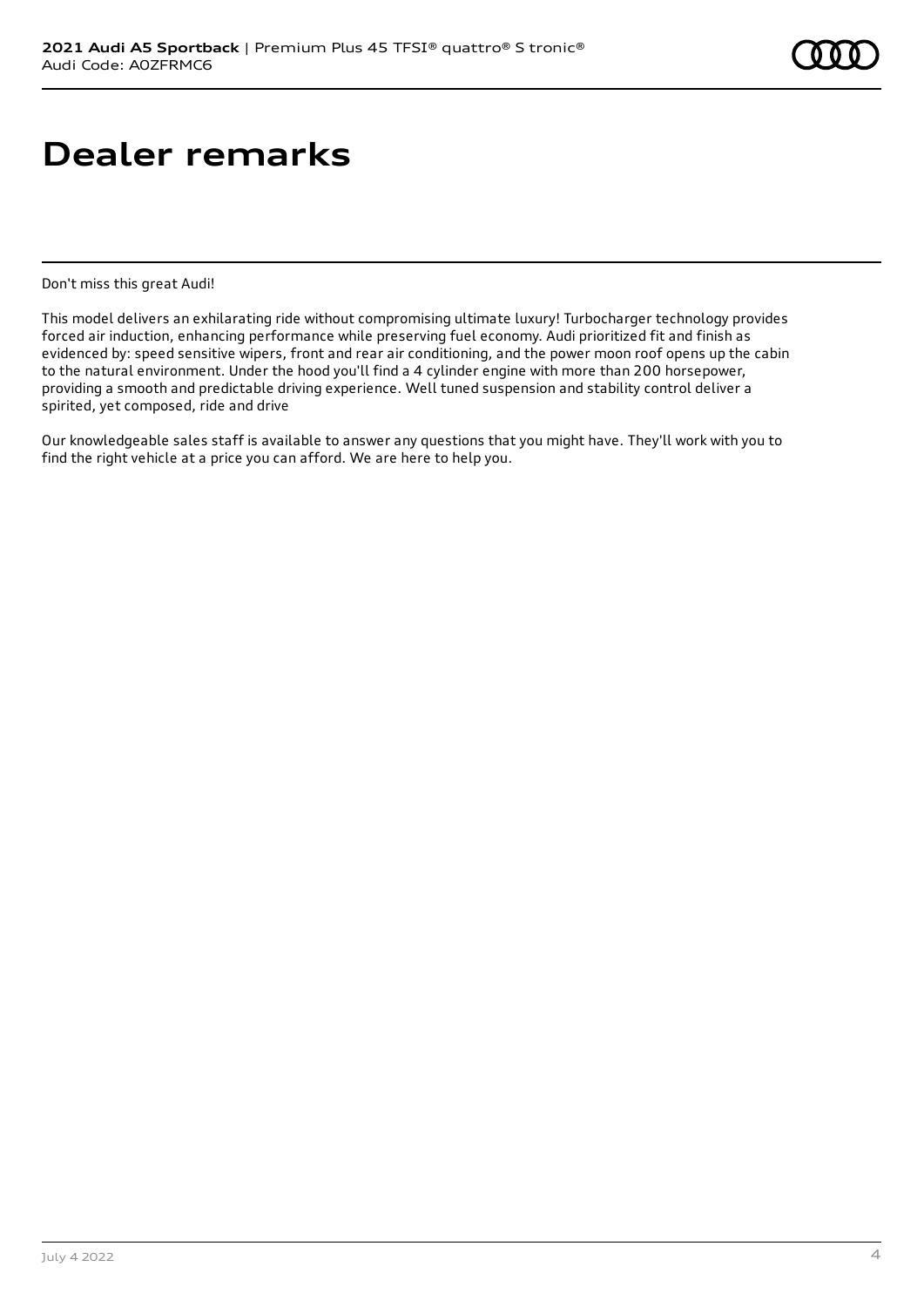# Dealer remarks

Don't miss this great Audi!

This model delivers an exhilarating ride without compromising ultimate luxury! Turbocharger technology provides forced air induction, enhancing performance while preserving fuel economy. Audi prioritized fit and finish as evidenced by: speed sensitive wipers, front and rear air conditioning, and the power moon roof opens up the cabin to the natural environment. Under the hood you'll find a 4 cylinder engine with more than 200 horsepower, providing a smooth and predictable driving experience. Well tuned suspension and stability control deliver a spirited, yet composed, ride and drive

Our knowledgeable sales staff is available to answer any questions that you might have. They'll work with you to find the right vehicle at a price you can afford. We are here to help you.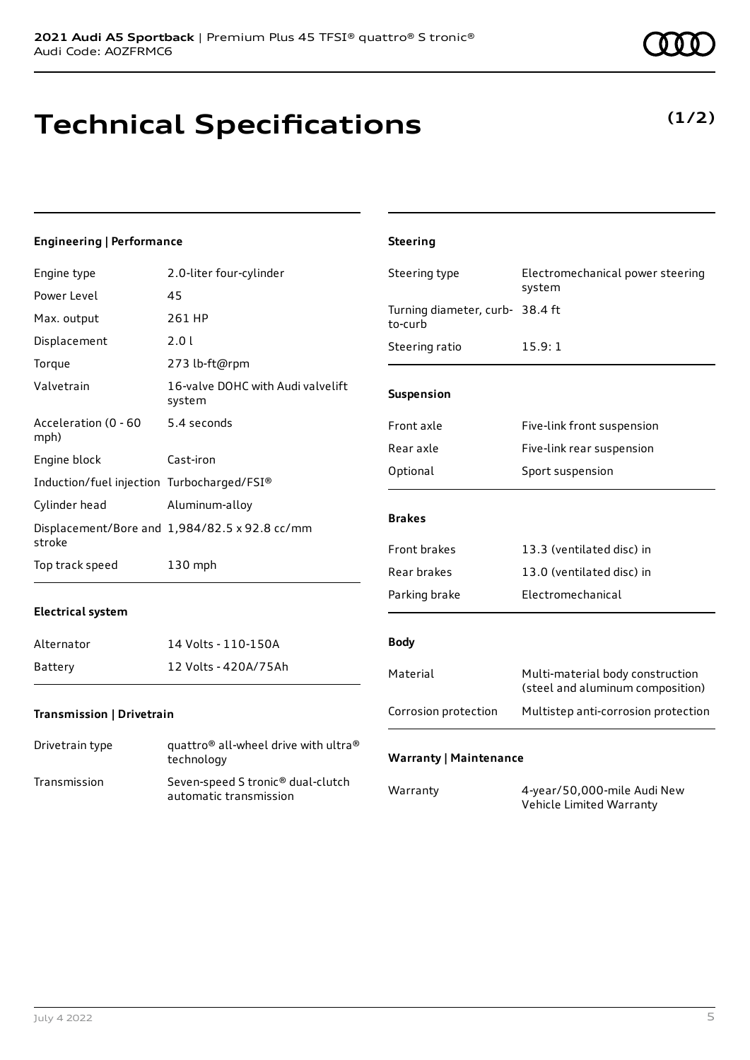**2021 Audi A5 Sportback** | Premium Plus 45 TFSI® quattro® S tronic®
Audi Code: A0ZFRMC6

# Technical Specifications

**(1/2)**

### Engineering | Performance

| | |
|---|---|
| Engine type | 2.0-liter four-cylinder |
| Power Level | 45 |
| Max. output | 261 HP |
| Displacement | 2.0 l |
| Torque | 273 lb-ft@rpm |
| Valvetrain | 16-valve DOHC with Audi valvelift system |
| Acceleration (0 - 60 mph) | 5.4 seconds |
| Engine block | Cast-iron |
| Induction/fuel injection | Turbocharged/FSI® |
| Cylinder head | Aluminum-alloy |
| Displacement/Bore and stroke | 1,984/82.5 x 92.8 cc/mm |
| Top track speed | 130 mph |

### Electrical system

| | |
|---|---|
| Alternator | 14 Volts - 110-150A |
| Battery | 12 Volts - 420A/75Ah |

### Transmission | Drivetrain

| | |
|---|---|
| Drivetrain type | quattro® all-wheel drive with ultra® technology |
| Transmission | Seven-speed S tronic® dual-clutch automatic transmission |

### Steering

| | |
|---|---|
| Steering type | Electromechanical power steering system |
| Turning diameter, curb-to-curb | 38.4 ft |
| Steering ratio | 15.9: 1 |

### Suspension

| | |
|---|---|
| Front axle | Five-link front suspension |
| Rear axle | Five-link rear suspension |
| Optional | Sport suspension |

### Brakes

| | |
|---|---|
| Front brakes | 13.3 (ventilated disc) in |
| Rear brakes | 13.0 (ventilated disc) in |
| Parking brake | Electromechanical |

### Body

| | |
|---|---|
| Material | Multi-material body construction (steel and aluminum composition) |
| Corrosion protection | Multistep anti-corrosion protection |

### Warranty | Maintenance

| | |
|---|---|
| Warranty | 4-year/50,000-mile Audi New Vehicle Limited Warranty |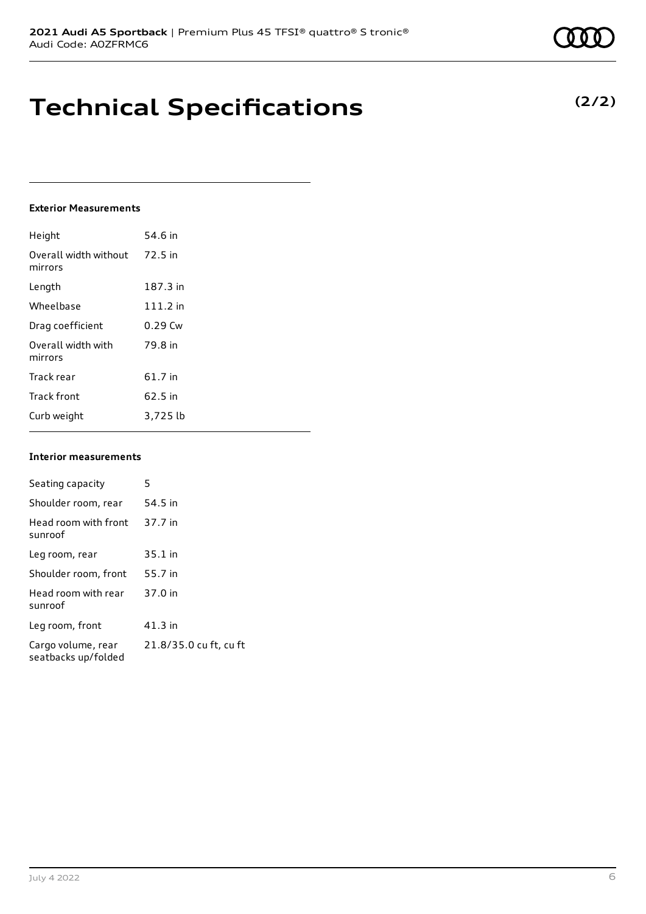# Technical Specifications

**(2/2)**

### Exterior Measurements

| | |
|---|---|
| Height | 54.6 in |
| Overall width without mirrors | 72.5 in |
| Length | 187.3 in |
| Wheelbase | 111.2 in |
| Drag coefficient | 0.29 Cw |
| Overall width with mirrors | 79.8 in |
| Track rear | 61.7 in |
| Track front | 62.5 in |
| Curb weight | 3,725 lb |

### Interior measurements

| | |
|---|---|
| Seating capacity | 5 |
| Shoulder room, rear | 54.5 in |
| Head room with front sunroof | 37.7 in |
| Leg room, rear | 35.1 in |
| Shoulder room, front | 55.7 in |
| Head room with rear sunroof | 37.0 in |
| Leg room, front | 41.3 in |
| Cargo volume, rear seatbacks up/folded | 21.8/35.0 cu ft, cu ft |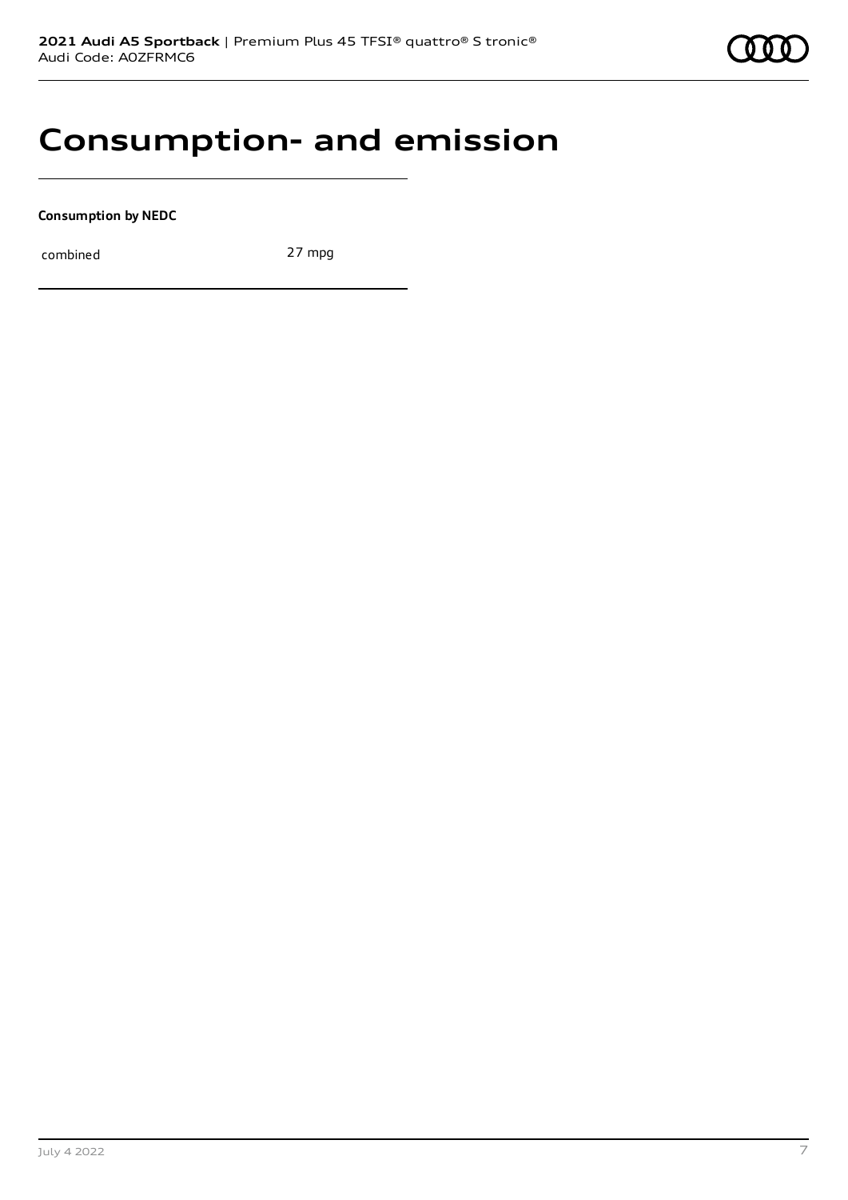# Consumption- and emission

**Consumption by NEDC**

| | |
|---|---|
| combined | 27 mpg |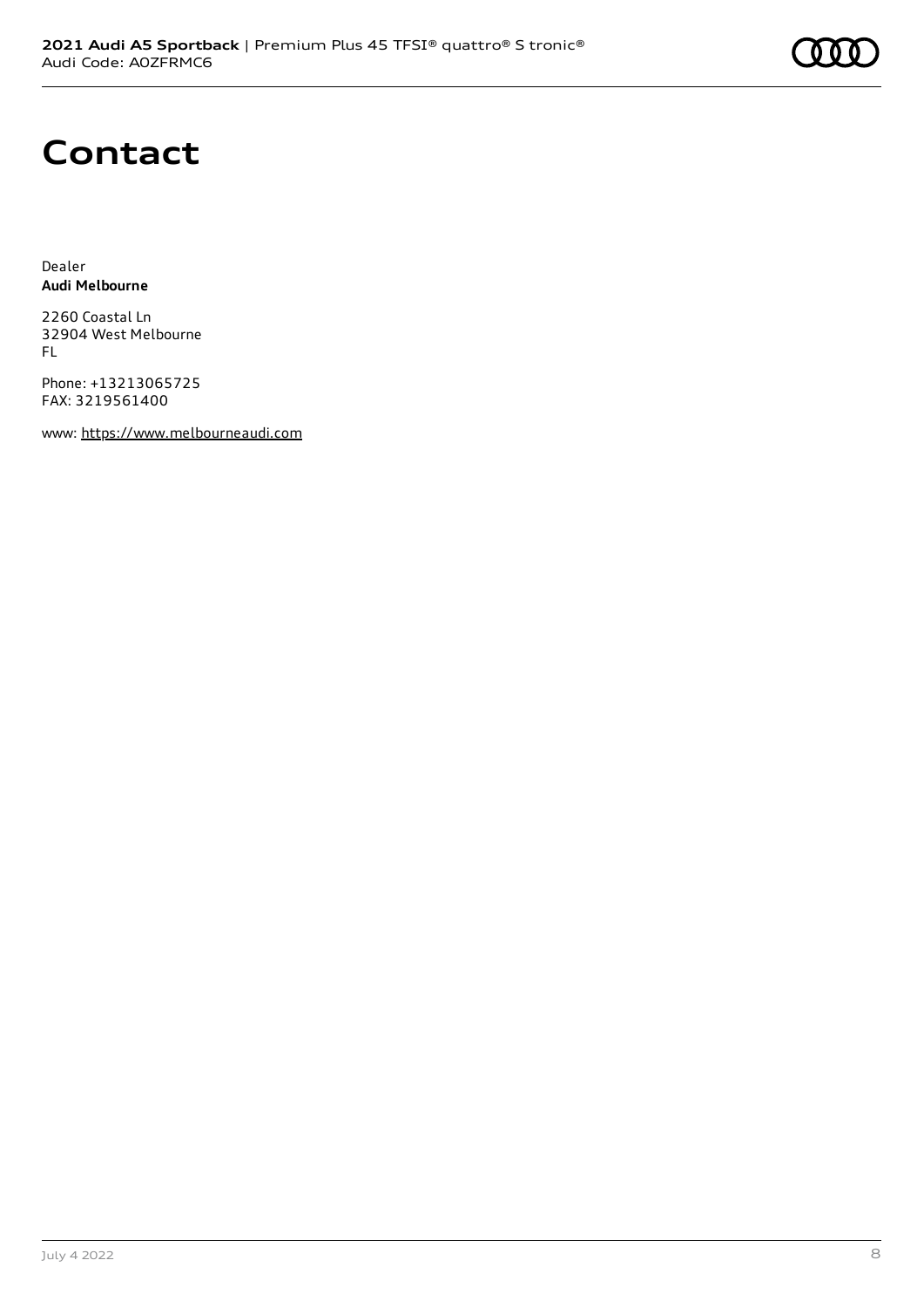# Contact

Dealer
**Audi Melbourne**

2260 Coastal Ln
32904 West Melbourne
FL

Phone: +13213065725
FAX: 3219561400

www: https://www.melbourneaudi.com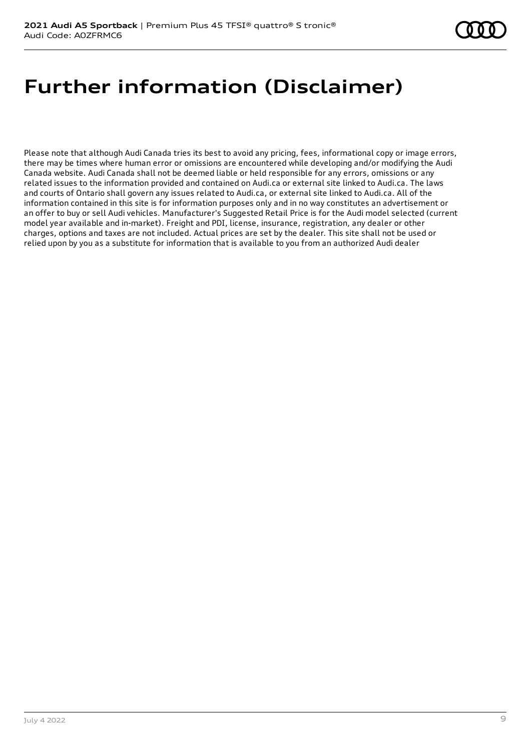# Further information (Disclaimer)

Please note that although Audi Canada tries its best to avoid any pricing, fees, informational copy or image errors, there may be times where human error or omissions are encountered while developing and/or modifying the Audi Canada website. Audi Canada shall not be deemed liable or held responsible for any errors, omissions or any related issues to the information provided and contained on Audi.ca or external site linked to Audi.ca. The laws and courts of Ontario shall govern any issues related to Audi.ca, or external site linked to Audi.ca. All of the information contained in this site is for information purposes only and in no way constitutes an advertisement or an offer to buy or sell Audi vehicles. Manufacturer's Suggested Retail Price is for the Audi model selected (current model year available and in-market). Freight and PDI, license, insurance, registration, any dealer or other charges, options and taxes are not included. Actual prices are set by the dealer. This site shall not be used or relied upon by you as a substitute for information that is available to you from an authorized Audi dealer